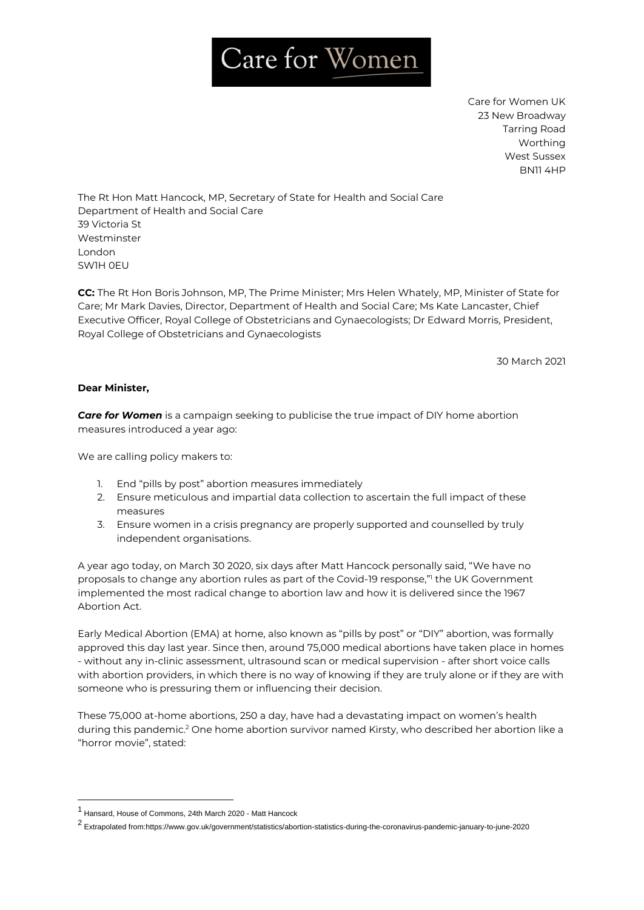Care for Women

Care for Women UK
23 New Broadway
Tarring Road
Worthing
West Sussex
BN11 4HP

The Rt Hon Matt Hancock, MP, Secretary of State for Health and Social Care
Department of Health and Social Care
39 Victoria St
Westminster
London
SW1H 0EU

**CC:** The Rt Hon Boris Johnson, MP, The Prime Minister; Mrs Helen Whately, MP, Minister of State for Care; Mr Mark Davies, Director, Department of Health and Social Care; Ms Kate Lancaster, Chief Executive Officer, Royal College of Obstetricians and Gynaecologists; Dr Edward Morris, President, Royal College of Obstetricians and Gynaecologists

30 March 2021

**Dear Minister,**

***Care for Women*** is a campaign seeking to publicise the true impact of DIY home abortion measures introduced a year ago:

We are calling policy makers to:

1. End "pills by post" abortion measures immediately
2. Ensure meticulous and impartial data collection to ascertain the full impact of these measures
3. Ensure women in a crisis pregnancy are properly supported and counselled by truly independent organisations.

A year ago today, on March 30 2020, six days after Matt Hancock personally said, "We have no proposals to change any abortion rules as part of the Covid-19 response,"[1] the UK Government implemented the most radical change to abortion law and how it is delivered since the 1967 Abortion Act.

Early Medical Abortion (EMA) at home, also known as "pills by post" or "DIY" abortion, was formally approved this day last year. Since then, around 75,000 medical abortions have taken place in homes - without any in-clinic assessment, ultrasound scan or medical supervision - after short voice calls with abortion providers, in which there is no way of knowing if they are truly alone or if they are with someone who is pressuring them or influencing their decision.

These 75,000 at-home abortions, 250 a day, have had a devastating impact on women's health during this pandemic.[2] One home abortion survivor named Kirsty, who described her abortion like a "horror movie", stated:

[1] Hansard, House of Commons, 24th March 2020 - Matt Hancock

[2] Extrapolated from:https://www.gov.uk/government/statistics/abortion-statistics-during-the-coronavirus-pandemic-january-to-june-2020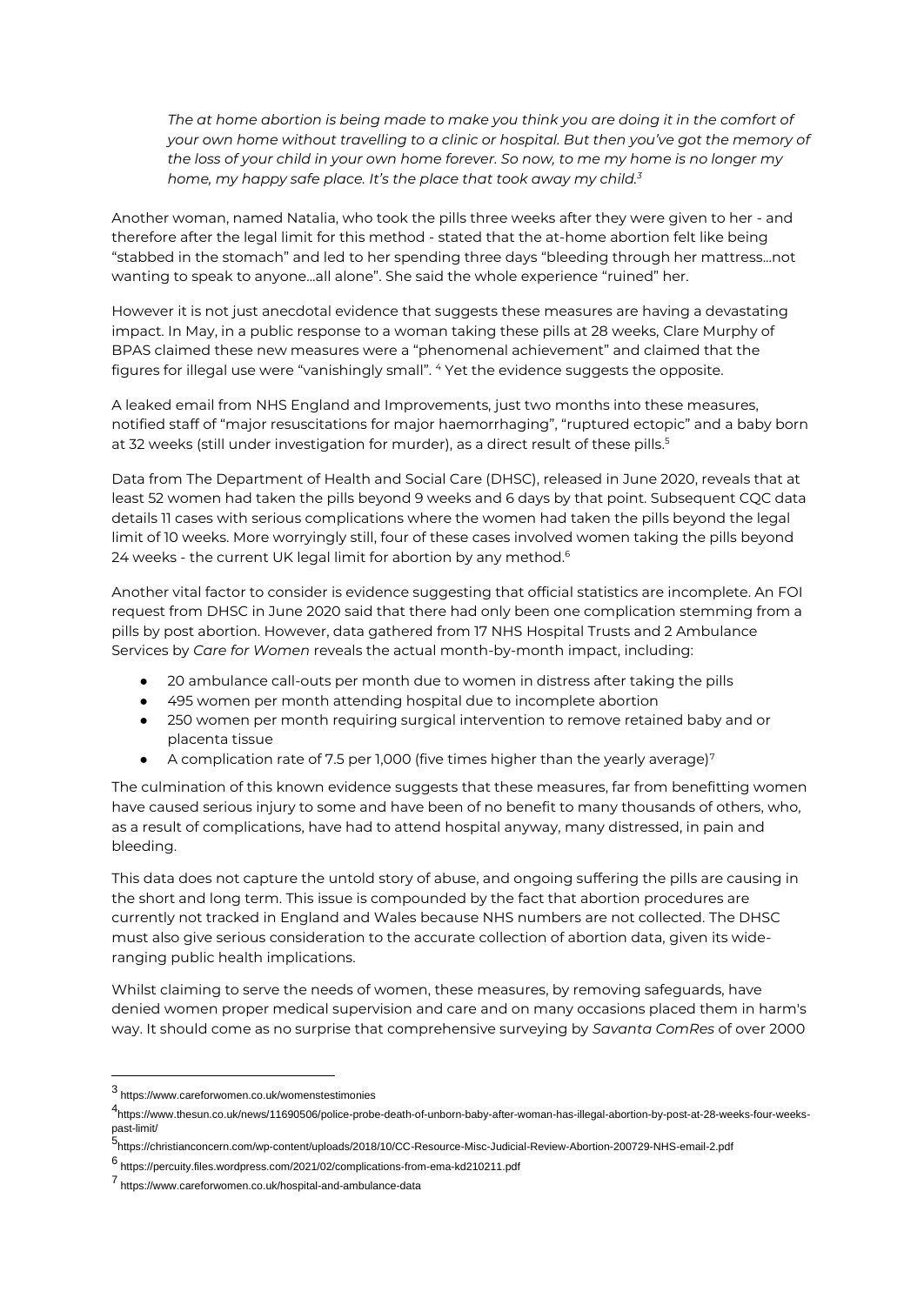*The at home abortion is being made to make you think you are doing it in the comfort of your own home without travelling to a clinic or hospital. But then you've got the memory of the loss of your child in your own home forever. So now, to me my home is no longer my home, my happy safe place. It's the place that took away my child.*[3]

Another woman, named Natalia, who took the pills three weeks after they were given to her - and therefore after the legal limit for this method - stated that the at-home abortion felt like being "stabbed in the stomach" and led to her spending three days "bleeding through her mattress…not wanting to speak to anyone…all alone". She said the whole experience "ruined" her.

However it is not just anecdotal evidence that suggests these measures are having a devastating impact. In May, in a public response to a woman taking these pills at 28 weeks, Clare Murphy of BPAS claimed these new measures were a "phenomenal achievement" and claimed that the figures for illegal use were "vanishingly small". [4] Yet the evidence suggests the opposite.

A leaked email from NHS England and Improvements, just two months into these measures, notified staff of "major resuscitations for major haemorrhaging", "ruptured ectopic" and a baby born at 32 weeks (still under investigation for murder), as a direct result of these pills.[5]

Data from The Department of Health and Social Care (DHSC), released in June 2020, reveals that at least 52 women had taken the pills beyond 9 weeks and 6 days by that point. Subsequent CQC data details 11 cases with serious complications where the women had taken the pills beyond the legal limit of 10 weeks. More worryingly still, four of these cases involved women taking the pills beyond 24 weeks - the current UK legal limit for abortion by any method.[6]

Another vital factor to consider is evidence suggesting that official statistics are incomplete. An FOI request from DHSC in June 2020 said that there had only been one complication stemming from a pills by post abortion. However, data gathered from 17 NHS Hospital Trusts and 2 Ambulance Services by *Care for Women* reveals the actual month-by-month impact, including:

- 20 ambulance call-outs per month due to women in distress after taking the pills
- 495 women per month attending hospital due to incomplete abortion
- 250 women per month requiring surgical intervention to remove retained baby and or placenta tissue
- A complication rate of 7.5 per 1,000 (five times higher than the yearly average)[7]

The culmination of this known evidence suggests that these measures, far from benefitting women have caused serious injury to some and have been of no benefit to many thousands of others, who, as a result of complications, have had to attend hospital anyway, many distressed, in pain and bleeding.

This data does not capture the untold story of abuse, and ongoing suffering the pills are causing in the short and long term. This issue is compounded by the fact that abortion procedures are currently not tracked in England and Wales because NHS numbers are not collected. The DHSC must also give serious consideration to the accurate collection of abortion data, given its wide-ranging public health implications.

Whilst claiming to serve the needs of women, these measures, by removing safeguards, have denied women proper medical supervision and care and on many occasions placed them in harm's way. It should come as no surprise that comprehensive surveying by *Savanta ComRes* of over 2000

---

[3] https://www.careforwomen.co.uk/womenstestimonies

[4] https://www.thesun.co.uk/news/11690506/police-probe-death-of-unborn-baby-after-woman-has-illegal-abortion-by-post-at-28-weeks-four-weeks-past-limit/

[5] https://christianconcern.com/wp-content/uploads/2018/10/CC-Resource-Misc-Judicial-Review-Abortion-200729-NHS-email-2.pdf

[6] https://percuity.files.wordpress.com/2021/02/complications-from-ema-kd210211.pdf

[7] https://www.careforwomen.co.uk/hospital-and-ambulance-data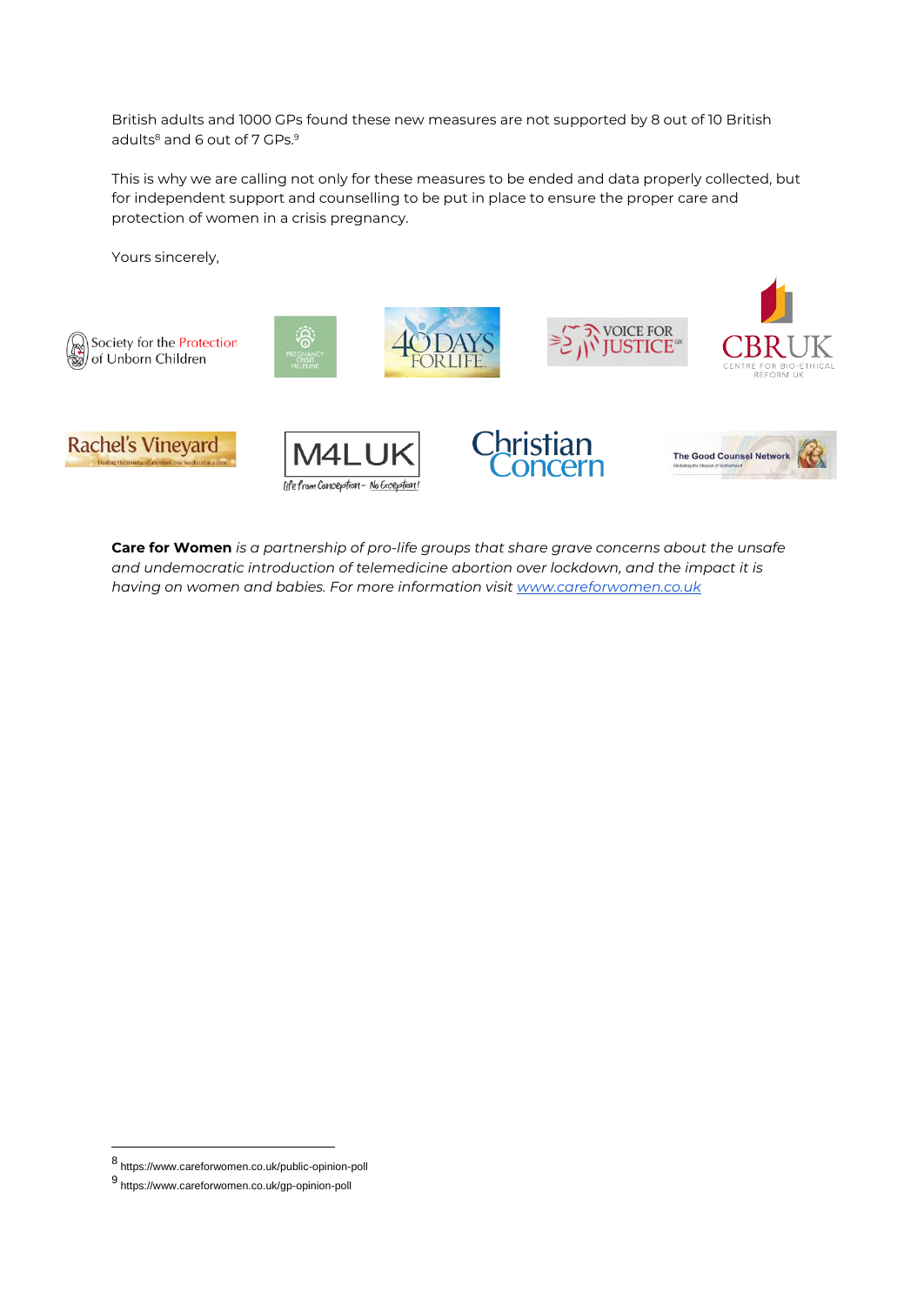British adults and 1000 GPs found these new measures are not supported by 8 out of 10 British adults[8] and 6 out of 7 GPs.[9]

This is why we are calling not only for these measures to be ended and data properly collected, but for independent support and counselling to be put in place to ensure the proper care and protection of women in a crisis pregnancy.

Yours sincerely,

Society for the Protection of Unborn Children

PREGNANCY CRISIS HELPLINE

40 DAYS FOR LIFE

VOICE FOR JUSTICE UK

CBRUK CENTRE FOR BIO-ETHICAL REFORM UK

Rachel's Vineyard

M4LUK Life from Conception – No Exception!

Christian Concern

The Good Counsel Network

**Care for Women** *is a partnership of pro-life groups that share grave concerns about the unsafe and undemocratic introduction of telemedicine abortion over lockdown, and the impact it is having on women and babies. For more information visit [www.careforwomen.co.uk](http://www.careforwomen.co.uk)*

---

8 https://www.careforwomen.co.uk/public-opinion-poll

9 https://www.careforwomen.co.uk/gp-opinion-poll